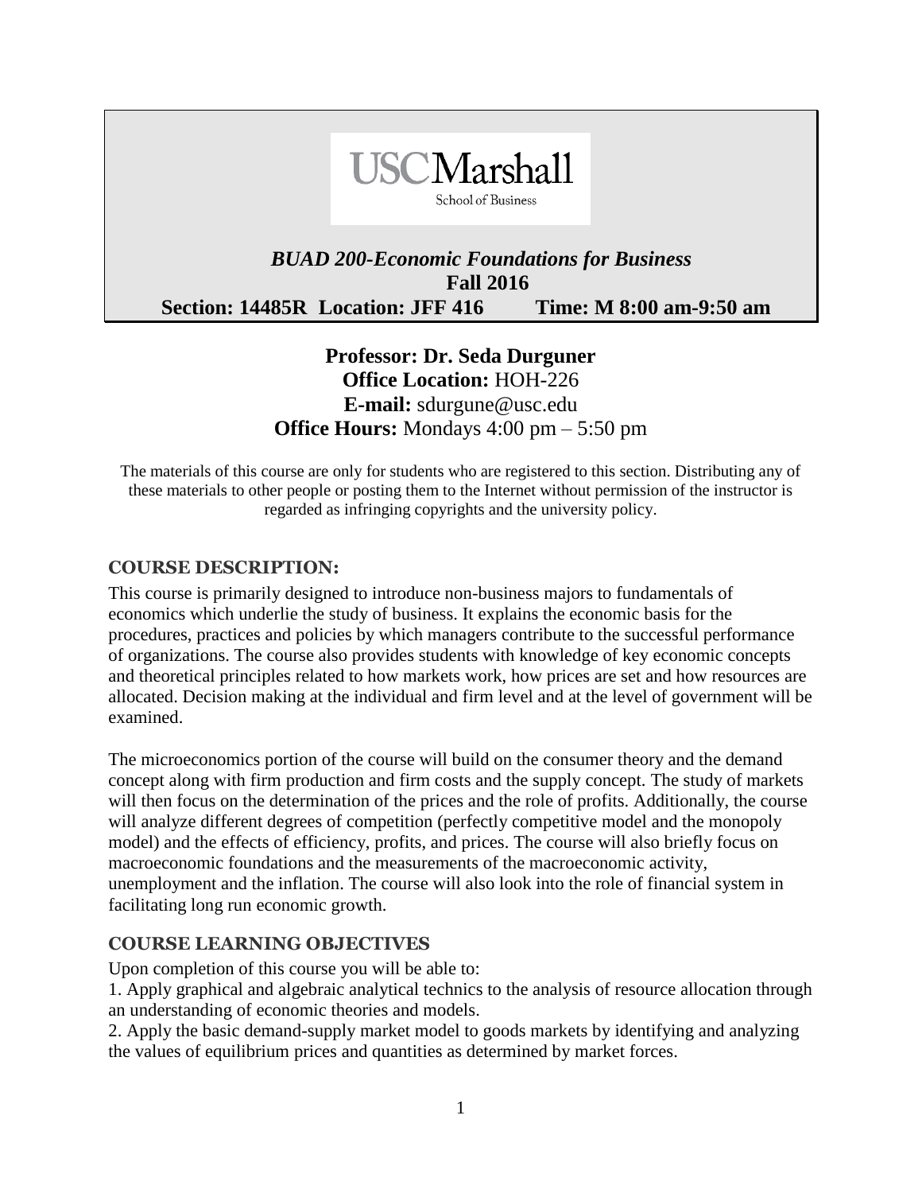USC Marshall School of Business

# *BUAD 200-Economic Foundations for Business*

**Fall 2016**

**Section: 14485R Location: JFF 416 Time: M 8:00 am-9:50 am**

**Professor: Dr. Seda Durguner**
**Office Location:** HOH-226
**E-mail:** sdurgune@usc.edu
**Office Hours:** Mondays 4:00 pm – 5:50 pm

The materials of this course are only for students who are registered to this section. Distributing any of these materials to other people or posting them to the Internet without permission of the instructor is regarded as infringing copyrights and the university policy.

## COURSE DESCRIPTION:

This course is primarily designed to introduce non-business majors to fundamentals of economics which underlie the study of business. It explains the economic basis for the procedures, practices and policies by which managers contribute to the successful performance of organizations. The course also provides students with knowledge of key economic concepts and theoretical principles related to how markets work, how prices are set and how resources are allocated. Decision making at the individual and firm level and at the level of government will be examined.

The microeconomics portion of the course will build on the consumer theory and the demand concept along with firm production and firm costs and the supply concept. The study of markets will then focus on the determination of the prices and the role of profits. Additionally, the course will analyze different degrees of competition (perfectly competitive model and the monopoly model) and the effects of efficiency, profits, and prices. The course will also briefly focus on macroeconomic foundations and the measurements of the macroeconomic activity, unemployment and the inflation. The course will also look into the role of financial system in facilitating long run economic growth.

## COURSE LEARNING OBJECTIVES

Upon completion of this course you will be able to:

1. Apply graphical and algebraic analytical technics to the analysis of resource allocation through an understanding of economic theories and models.
2. Apply the basic demand-supply market model to goods markets by identifying and analyzing the values of equilibrium prices and quantities as determined by market forces.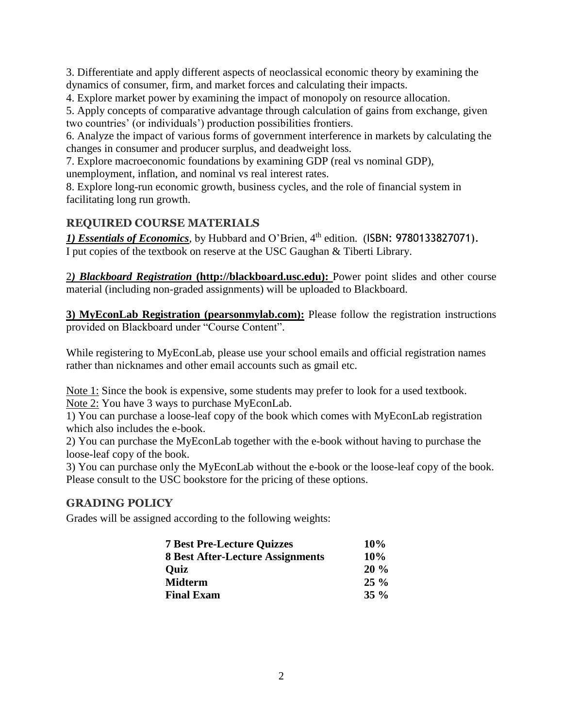3. Differentiate and apply different aspects of neoclassical economic theory by examining the dynamics of consumer, firm, and market forces and calculating their impacts.
4. Explore market power by examining the impact of monopoly on resource allocation.
5. Apply concepts of comparative advantage through calculation of gains from exchange, given two countries' (or individuals') production possibilities frontiers.
6. Analyze the impact of various forms of government interference in markets by calculating the changes in consumer and producer surplus, and deadweight loss.
7. Explore macroeconomic foundations by examining GDP (real vs nominal GDP), unemployment, inflation, and nominal vs real interest rates.
8. Explore long-run economic growth, business cycles, and the role of financial system in facilitating long run growth.

## REQUIRED COURSE MATERIALS

***1) Essentials of Economics***, by Hubbard and O'Brien, 4th edition. (ISBN: 9780133827071).
I put copies of the textbook on reserve at the USC Gaughan & Tiberti Library.

2***) Blackboard Registration* (http://blackboard.usc.edu):** Power point slides and other course material (including non-graded assignments) will be uploaded to Blackboard.

**3) MyEconLab Registration (pearsonmylab.com):** Please follow the registration instructions provided on Blackboard under "Course Content".

While registering to MyEconLab, please use your school emails and official registration names rather than nicknames and other email accounts such as gmail etc.

Note 1: Since the book is expensive, some students may prefer to look for a used textbook.
Note 2: You have 3 ways to purchase MyEconLab.
1) You can purchase a loose-leaf copy of the book which comes with MyEconLab registration which also includes the e-book.
2) You can purchase the MyEconLab together with the e-book without having to purchase the loose-leaf copy of the book.
3) You can purchase only the MyEconLab without the e-book or the loose-leaf copy of the book. Please consult to the USC bookstore for the pricing of these options.

## GRADING POLICY

Grades will be assigned according to the following weights:

| | |
|---|---|
| **7 Best Pre-Lecture Quizzes** | **10%** |
| **8 Best After-Lecture Assignments** | **10%** |
| **Quiz** | **20 %** |
| **Midterm** | **25 %** |
| **Final Exam** | **35 %** |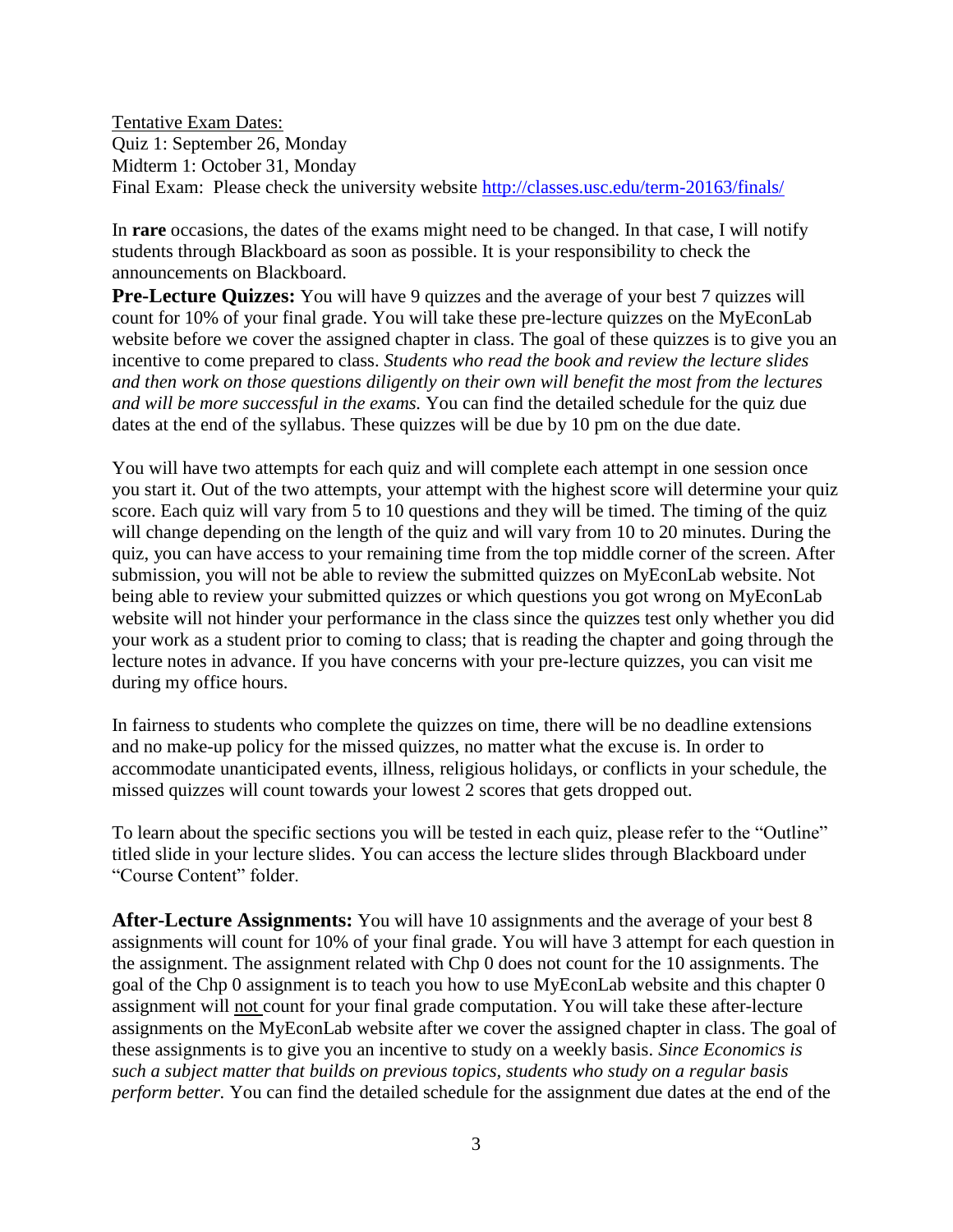Tentative Exam Dates:
Quiz 1: September 26, Monday
Midterm 1: October 31, Monday
Final Exam: Please check the university website http://classes.usc.edu/term-20163/finals/

In **rare** occasions, the dates of the exams might need to be changed. In that case, I will notify students through Blackboard as soon as possible. It is your responsibility to check the announcements on Blackboard.

**Pre-Lecture Quizzes:** You will have 9 quizzes and the average of your best 7 quizzes will count for 10% of your final grade. You will take these pre-lecture quizzes on the MyEconLab website before we cover the assigned chapter in class. The goal of these quizzes is to give you an incentive to come prepared to class. *Students who read the book and review the lecture slides and then work on those questions diligently on their own will benefit the most from the lectures and will be more successful in the exams.* You can find the detailed schedule for the quiz due dates at the end of the syllabus. These quizzes will be due by 10 pm on the due date.

You will have two attempts for each quiz and will complete each attempt in one session once you start it. Out of the two attempts, your attempt with the highest score will determine your quiz score. Each quiz will vary from 5 to 10 questions and they will be timed. The timing of the quiz will change depending on the length of the quiz and will vary from 10 to 20 minutes. During the quiz, you can have access to your remaining time from the top middle corner of the screen. After submission, you will not be able to review the submitted quizzes on MyEconLab website. Not being able to review your submitted quizzes or which questions you got wrong on MyEconLab website will not hinder your performance in the class since the quizzes test only whether you did your work as a student prior to coming to class; that is reading the chapter and going through the lecture notes in advance. If you have concerns with your pre-lecture quizzes, you can visit me during my office hours.

In fairness to students who complete the quizzes on time, there will be no deadline extensions and no make-up policy for the missed quizzes, no matter what the excuse is. In order to accommodate unanticipated events, illness, religious holidays, or conflicts in your schedule, the missed quizzes will count towards your lowest 2 scores that gets dropped out.

To learn about the specific sections you will be tested in each quiz, please refer to the "Outline" titled slide in your lecture slides. You can access the lecture slides through Blackboard under "Course Content" folder.

**After-Lecture Assignments:** You will have 10 assignments and the average of your best 8 assignments will count for 10% of your final grade. You will have 3 attempt for each question in the assignment. The assignment related with Chp 0 does not count for the 10 assignments. The goal of the Chp 0 assignment is to teach you how to use MyEconLab website and this chapter 0 assignment will not count for your final grade computation. You will take these after-lecture assignments on the MyEconLab website after we cover the assigned chapter in class. The goal of these assignments is to give you an incentive to study on a weekly basis. *Since Economics is such a subject matter that builds on previous topics, students who study on a regular basis perform better.* You can find the detailed schedule for the assignment due dates at the end of the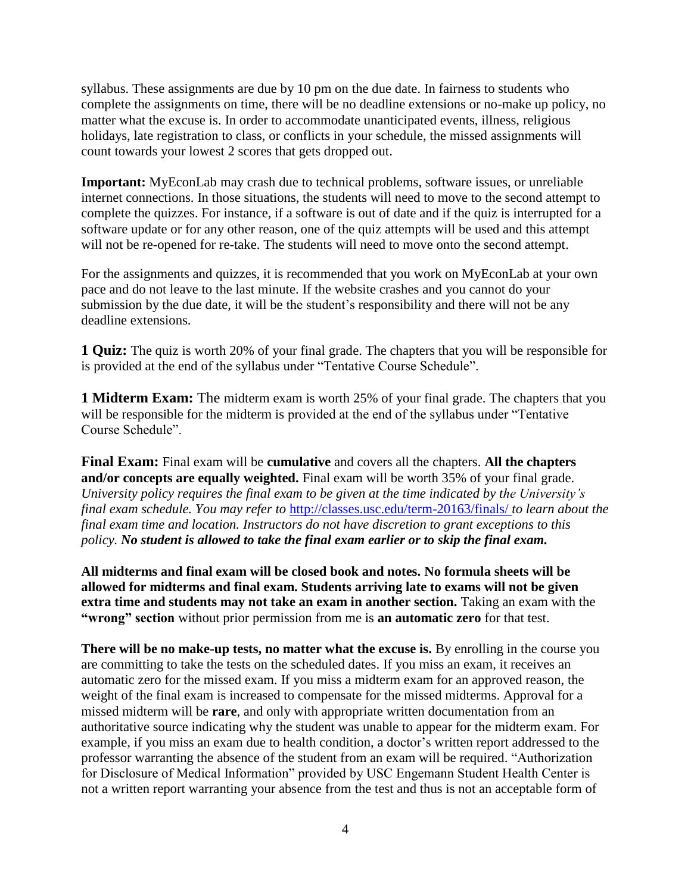syllabus. These assignments are due by 10 pm on the due date. In fairness to students who complete the assignments on time, there will be no deadline extensions or no-make up policy, no matter what the excuse is. In order to accommodate unanticipated events, illness, religious holidays, late registration to class, or conflicts in your schedule, the missed assignments will count towards your lowest 2 scores that gets dropped out.

**Important:** MyEconLab may crash due to technical problems, software issues, or unreliable internet connections. In those situations, the students will need to move to the second attempt to complete the quizzes. For instance, if a software is out of date and if the quiz is interrupted for a software update or for any other reason, one of the quiz attempts will be used and this attempt will not be re-opened for re-take. The students will need to move onto the second attempt.

For the assignments and quizzes, it is recommended that you work on MyEconLab at your own pace and do not leave to the last minute. If the website crashes and you cannot do your submission by the due date, it will be the student's responsibility and there will not be any deadline extensions.

**1 Quiz:** The quiz is worth 20% of your final grade. The chapters that you will be responsible for is provided at the end of the syllabus under "Tentative Course Schedule".

**1 Midterm Exam:** The midterm exam is worth 25% of your final grade. The chapters that you will be responsible for the midterm is provided at the end of the syllabus under "Tentative Course Schedule".

**Final Exam:** Final exam will be **cumulative** and covers all the chapters. **All the chapters and/or concepts are equally weighted.** Final exam will be worth 35% of your final grade. *University policy requires the final exam to be given at the time indicated by the University's final exam schedule. You may refer to* [http://classes.usc.edu/term-20163/finals/](http://classes.usc.edu/term-20163/finals/) *to learn about the final exam time and location. Instructors do not have discretion to grant exceptions to this policy.* ***No student is allowed to take the final exam earlier or to skip the final exam.***

**All midterms and final exam will be closed book and notes. No formula sheets will be allowed for midterms and final exam. Students arriving late to exams will not be given extra time and students may not take an exam in another section.** Taking an exam with the **"wrong" section** without prior permission from me is **an automatic zero** for that test.

**There will be no make-up tests, no matter what the excuse is.** By enrolling in the course you are committing to take the tests on the scheduled dates. If you miss an exam, it receives an automatic zero for the missed exam. If you miss a midterm exam for an approved reason, the weight of the final exam is increased to compensate for the missed midterms. Approval for a missed midterm will be **rare**, and only with appropriate written documentation from an authoritative source indicating why the student was unable to appear for the midterm exam. For example, if you miss an exam due to health condition, a doctor's written report addressed to the professor warranting the absence of the student from an exam will be required. "Authorization for Disclosure of Medical Information" provided by USC Engemann Student Health Center is not a written report warranting your absence from the test and thus is not an acceptable form of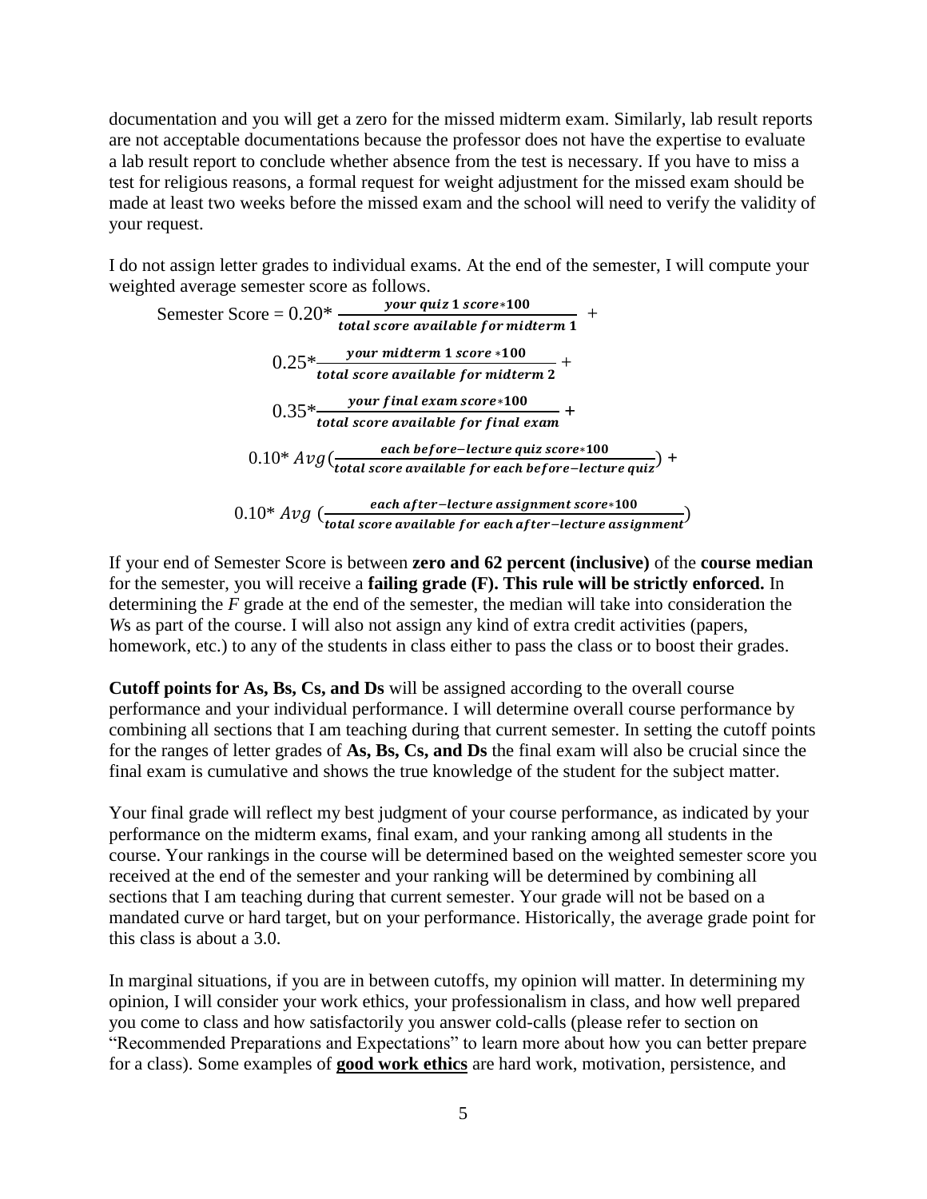documentation and you will get a zero for the missed midterm exam. Similarly, lab result reports are not acceptable documentations because the professor does not have the expertise to evaluate a lab result report to conclude whether absence from the test is necessary. If you have to miss a test for religious reasons, a formal request for weight adjustment for the missed exam should be made at least two weeks before the missed exam and the school will need to verify the validity of your request.

I do not assign letter grades to individual exams. At the end of the semester, I will compute your weighted average semester score as follows.

$$\text{Semester Score} = 0.20 * \frac{\textit{your quiz 1 score}*100}{\textit{total score available for midterm 1}} +$$

$$0.25 * \frac{\textit{your midterm 1 score}*100}{\textit{total score available for midterm 2}} +$$

$$0.35 * \frac{\textit{your final exam score}*100}{\textit{total score available for final exam}} +$$

$$0.10 * Avg\left(\frac{\textit{each before-lecture quiz score}*100}{\textit{total score available for each before-lecture quiz}}\right) +$$

$$0.10 * Avg\left(\frac{\textit{each after-lecture assignment score}*100}{\textit{total score available for each after-lecture assignment}}\right)$$

If your end of Semester Score is between **zero and 62 percent (inclusive)** of the **course median** for the semester, you will receive a **failing grade (F). This rule will be strictly enforced.** In determining the *F* grade at the end of the semester, the median will take into consideration the *W*s as part of the course. I will also not assign any kind of extra credit activities (papers, homework, etc.) to any of the students in class either to pass the class or to boost their grades.

**Cutoff points for As, Bs, Cs, and Ds** will be assigned according to the overall course performance and your individual performance. I will determine overall course performance by combining all sections that I am teaching during that current semester. In setting the cutoff points for the ranges of letter grades of **As, Bs, Cs, and Ds** the final exam will also be crucial since the final exam is cumulative and shows the true knowledge of the student for the subject matter.

Your final grade will reflect my best judgment of your course performance, as indicated by your performance on the midterm exams, final exam, and your ranking among all students in the course. Your rankings in the course will be determined based on the weighted semester score you received at the end of the semester and your ranking will be determined by combining all sections that I am teaching during that current semester. Your grade will not be based on a mandated curve or hard target, but on your performance. Historically, the average grade point for this class is about a 3.0.

In marginal situations, if you are in between cutoffs, my opinion will matter. In determining my opinion, I will consider your work ethics, your professionalism in class, and how well prepared you come to class and how satisfactorily you answer cold-calls (please refer to section on "Recommended Preparations and Expectations" to learn more about how you can better prepare for a class). Some examples of **good work ethics** are hard work, motivation, persistence, and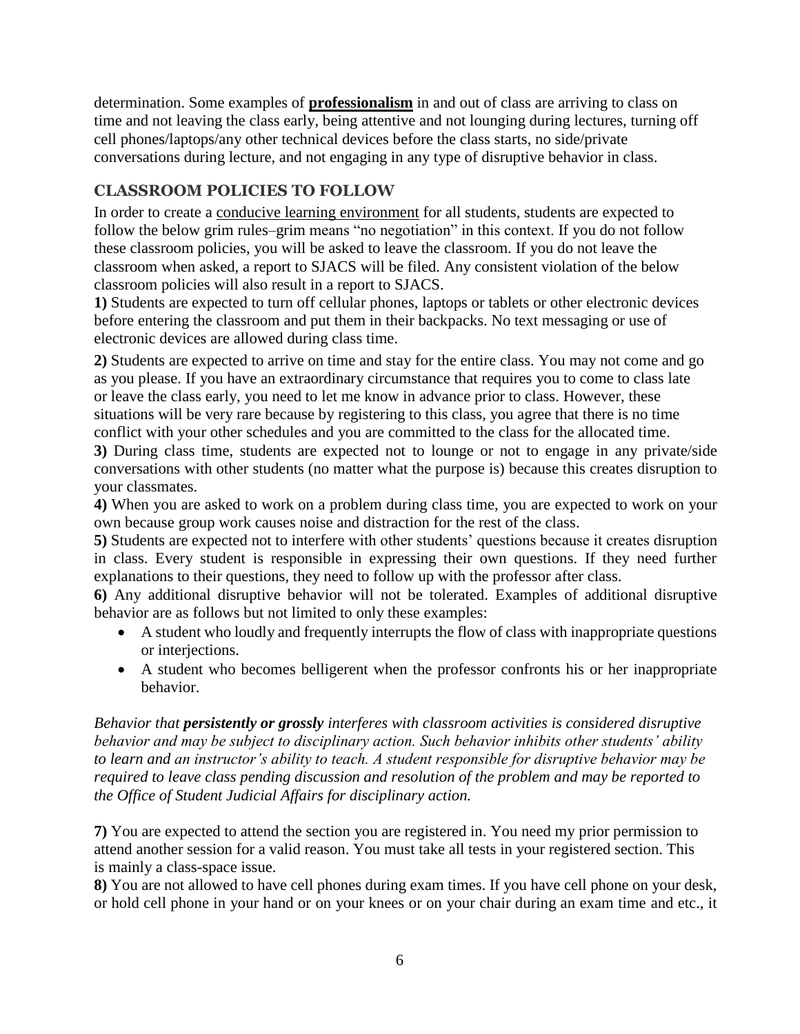determination. Some examples of **professionalism** in and out of class are arriving to class on time and not leaving the class early, being attentive and not lounging during lectures, turning off cell phones/laptops/any other technical devices before the class starts, no side/private conversations during lecture, and not engaging in any type of disruptive behavior in class.

## CLASSROOM POLICIES TO FOLLOW

In order to create a conducive learning environment for all students, students are expected to follow the below grim rules–grim means "no negotiation" in this context. If you do not follow these classroom policies, you will be asked to leave the classroom. If you do not leave the classroom when asked, a report to SJACS will be filed. Any consistent violation of the below classroom policies will also result in a report to SJACS.

**1)** Students are expected to turn off cellular phones, laptops or tablets or other electronic devices before entering the classroom and put them in their backpacks. No text messaging or use of electronic devices are allowed during class time.

**2)** Students are expected to arrive on time and stay for the entire class. You may not come and go as you please. If you have an extraordinary circumstance that requires you to come to class late or leave the class early, you need to let me know in advance prior to class. However, these situations will be very rare because by registering to this class, you agree that there is no time conflict with your other schedules and you are committed to the class for the allocated time.

**3)** During class time, students are expected not to lounge or not to engage in any private/side conversations with other students (no matter what the purpose is) because this creates disruption to your classmates.

**4)** When you are asked to work on a problem during class time, you are expected to work on your own because group work causes noise and distraction for the rest of the class.

**5)** Students are expected not to interfere with other students' questions because it creates disruption in class. Every student is responsible in expressing their own questions. If they need further explanations to their questions, they need to follow up with the professor after class.

**6)** Any additional disruptive behavior will not be tolerated. Examples of additional disruptive behavior are as follows but not limited to only these examples:

- A student who loudly and frequently interrupts the flow of class with inappropriate questions or interjections.
- A student who becomes belligerent when the professor confronts his or her inappropriate behavior.

*Behavior that **persistently or grossly** interferes with classroom activities is considered disruptive behavior and may be subject to disciplinary action. Such behavior inhibits other students' ability to learn and an instructor's ability to teach. A student responsible for disruptive behavior may be required to leave class pending discussion and resolution of the problem and may be reported to the Office of Student Judicial Affairs for disciplinary action.*

**7)** You are expected to attend the section you are registered in. You need my prior permission to attend another session for a valid reason. You must take all tests in your registered section. This is mainly a class-space issue.

**8)** You are not allowed to have cell phones during exam times. If you have cell phone on your desk, or hold cell phone in your hand or on your knees or on your chair during an exam time and etc., it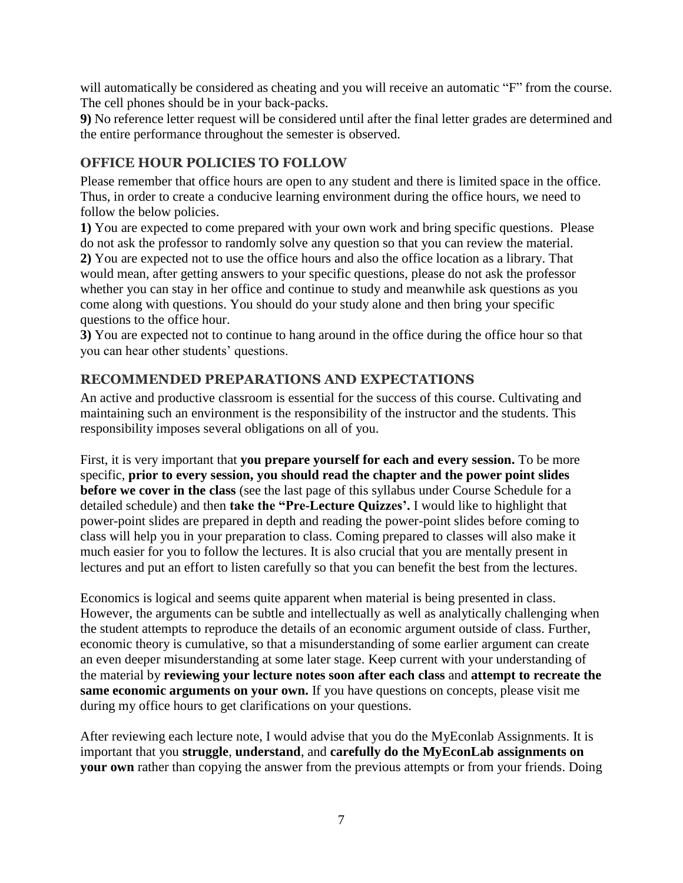will automatically be considered as cheating and you will receive an automatic "F" from the course. The cell phones should be in your back-packs.

**9)** No reference letter request will be considered until after the final letter grades are determined and the entire performance throughout the semester is observed.

## OFFICE HOUR POLICIES TO FOLLOW

Please remember that office hours are open to any student and there is limited space in the office. Thus, in order to create a conducive learning environment during the office hours, we need to follow the below policies.

**1)** You are expected to come prepared with your own work and bring specific questions. Please do not ask the professor to randomly solve any question so that you can review the material.

**2)** You are expected not to use the office hours and also the office location as a library. That would mean, after getting answers to your specific questions, please do not ask the professor whether you can stay in her office and continue to study and meanwhile ask questions as you come along with questions. You should do your study alone and then bring your specific questions to the office hour.

**3)** You are expected not to continue to hang around in the office during the office hour so that you can hear other students' questions.

## RECOMMENDED PREPARATIONS AND EXPECTATIONS

An active and productive classroom is essential for the success of this course. Cultivating and maintaining such an environment is the responsibility of the instructor and the students. This responsibility imposes several obligations on all of you.

First, it is very important that **you prepare yourself for each and every session.** To be more specific, **prior to every session, you should read the chapter and the power point slides before we cover in the class** (see the last page of this syllabus under Course Schedule for a detailed schedule) and then **take the "Pre-Lecture Quizzes'.** I would like to highlight that power-point slides are prepared in depth and reading the power-point slides before coming to class will help you in your preparation to class. Coming prepared to classes will also make it much easier for you to follow the lectures. It is also crucial that you are mentally present in lectures and put an effort to listen carefully so that you can benefit the best from the lectures.

Economics is logical and seems quite apparent when material is being presented in class. However, the arguments can be subtle and intellectually as well as analytically challenging when the student attempts to reproduce the details of an economic argument outside of class. Further, economic theory is cumulative, so that a misunderstanding of some earlier argument can create an even deeper misunderstanding at some later stage. Keep current with your understanding of the material by **reviewing your lecture notes soon after each class** and **attempt to recreate the same economic arguments on your own.** If you have questions on concepts, please visit me during my office hours to get clarifications on your questions.

After reviewing each lecture note, I would advise that you do the MyEconlab Assignments. It is important that you **struggle**, **understand**, and **carefully do the MyEconLab assignments on your own** rather than copying the answer from the previous attempts or from your friends. Doing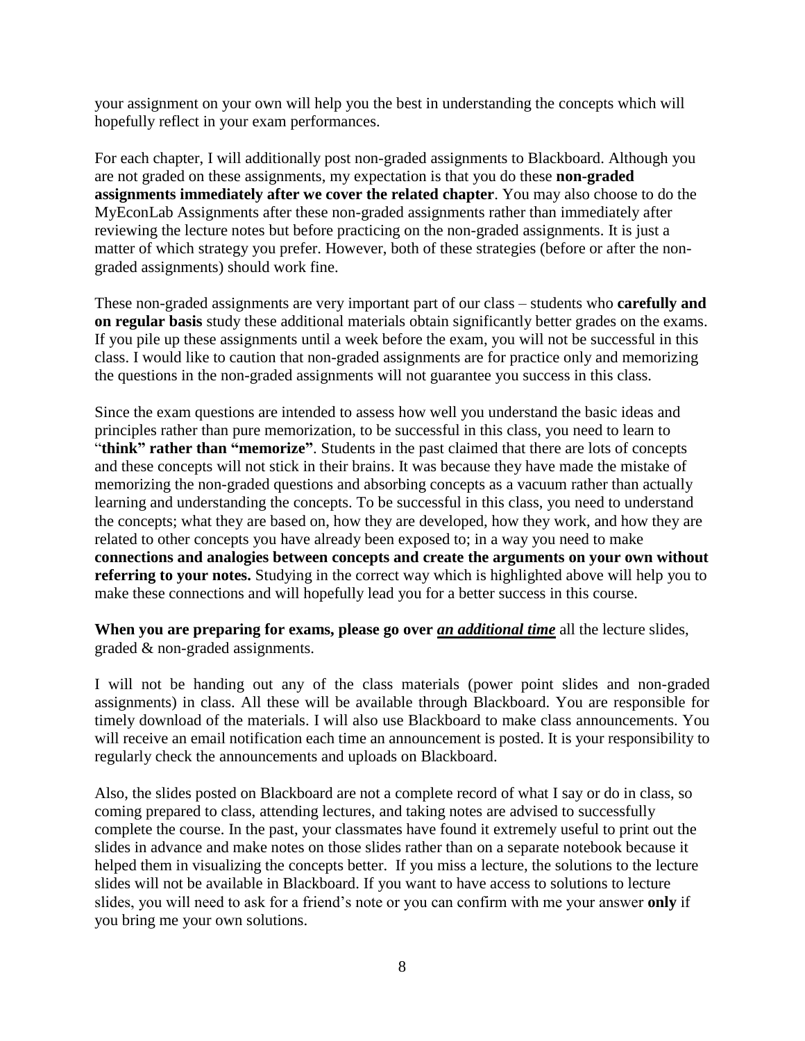your assignment on your own will help you the best in understanding the concepts which will hopefully reflect in your exam performances.

For each chapter, I will additionally post non-graded assignments to Blackboard. Although you are not graded on these assignments, my expectation is that you do these **non-graded assignments immediately after we cover the related chapter**. You may also choose to do the MyEconLab Assignments after these non-graded assignments rather than immediately after reviewing the lecture notes but before practicing on the non-graded assignments. It is just a matter of which strategy you prefer. However, both of these strategies (before or after the non-graded assignments) should work fine.

These non-graded assignments are very important part of our class – students who **carefully and on regular basis** study these additional materials obtain significantly better grades on the exams. If you pile up these assignments until a week before the exam, you will not be successful in this class. I would like to caution that non-graded assignments are for practice only and memorizing the questions in the non-graded assignments will not guarantee you success in this class.

Since the exam questions are intended to assess how well you understand the basic ideas and principles rather than pure memorization, to be successful in this class, you need to learn to "**think" rather than "memorize"**. Students in the past claimed that there are lots of concepts and these concepts will not stick in their brains. It was because they have made the mistake of memorizing the non-graded questions and absorbing concepts as a vacuum rather than actually learning and understanding the concepts. To be successful in this class, you need to understand the concepts; what they are based on, how they are developed, how they work, and how they are related to other concepts you have already been exposed to; in a way you need to make **connections and analogies between concepts and create the arguments on your own without referring to your notes.** Studying in the correct way which is highlighted above will help you to make these connections and will hopefully lead you for a better success in this course.

**When you are preparing for exams, please go over** ***<u>an additional time</u>*** all the lecture slides, graded & non-graded assignments.

I will not be handing out any of the class materials (power point slides and non-graded assignments) in class. All these will be available through Blackboard. You are responsible for timely download of the materials. I will also use Blackboard to make class announcements. You will receive an email notification each time an announcement is posted. It is your responsibility to regularly check the announcements and uploads on Blackboard.

Also, the slides posted on Blackboard are not a complete record of what I say or do in class, so coming prepared to class, attending lectures, and taking notes are advised to successfully complete the course. In the past, your classmates have found it extremely useful to print out the slides in advance and make notes on those slides rather than on a separate notebook because it helped them in visualizing the concepts better. If you miss a lecture, the solutions to the lecture slides will not be available in Blackboard. If you want to have access to solutions to lecture slides, you will need to ask for a friend's note or you can confirm with me your answer **only** if you bring me your own solutions.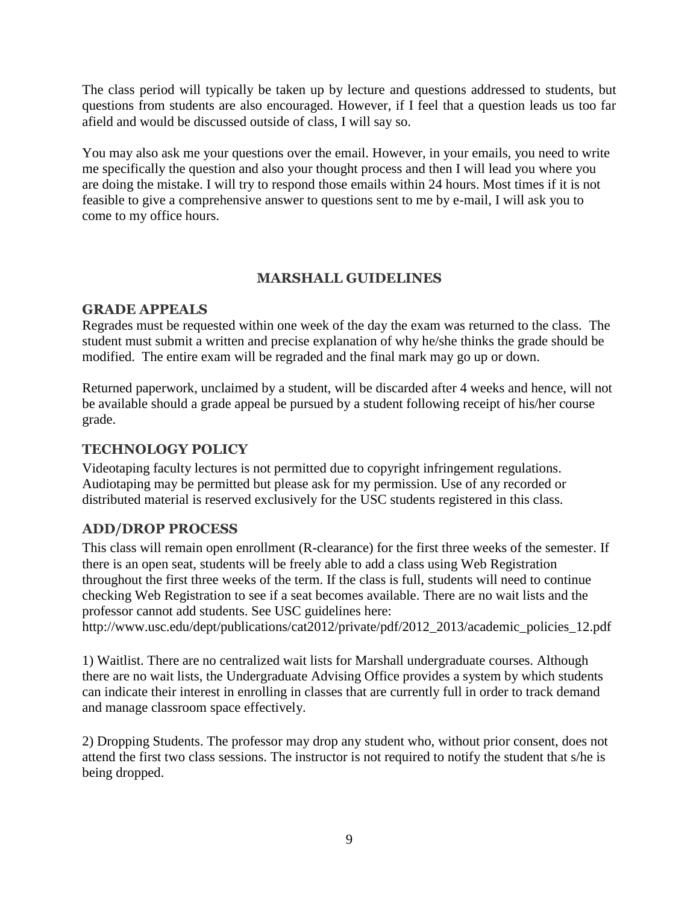The class period will typically be taken up by lecture and questions addressed to students, but questions from students are also encouraged. However, if I feel that a question leads us too far afield and would be discussed outside of class, I will say so.

You may also ask me your questions over the email. However, in your emails, you need to write me specifically the question and also your thought process and then I will lead you where you are doing the mistake. I will try to respond those emails within 24 hours. Most times if it is not feasible to give a comprehensive answer to questions sent to me by e-mail, I will ask you to come to my office hours.

## MARSHALL GUIDELINES

### GRADE APPEALS

Regrades must be requested within one week of the day the exam was returned to the class. The student must submit a written and precise explanation of why he/she thinks the grade should be modified. The entire exam will be regraded and the final mark may go up or down.

Returned paperwork, unclaimed by a student, will be discarded after 4 weeks and hence, will not be available should a grade appeal be pursued by a student following receipt of his/her course grade.

### TECHNOLOGY POLICY

Videotaping faculty lectures is not permitted due to copyright infringement regulations. Audiotaping may be permitted but please ask for my permission. Use of any recorded or distributed material is reserved exclusively for the USC students registered in this class.

### ADD/DROP PROCESS

This class will remain open enrollment (R-clearance) for the first three weeks of the semester. If there is an open seat, students will be freely able to add a class using Web Registration throughout the first three weeks of the term. If the class is full, students will need to continue checking Web Registration to see if a seat becomes available. There are no wait lists and the professor cannot add students. See USC guidelines here: http://www.usc.edu/dept/publications/cat2012/private/pdf/2012_2013/academic_policies_12.pdf

1) Waitlist. There are no centralized wait lists for Marshall undergraduate courses. Although there are no wait lists, the Undergraduate Advising Office provides a system by which students can indicate their interest in enrolling in classes that are currently full in order to track demand and manage classroom space effectively.

2) Dropping Students. The professor may drop any student who, without prior consent, does not attend the first two class sessions. The instructor is not required to notify the student that s/he is being dropped.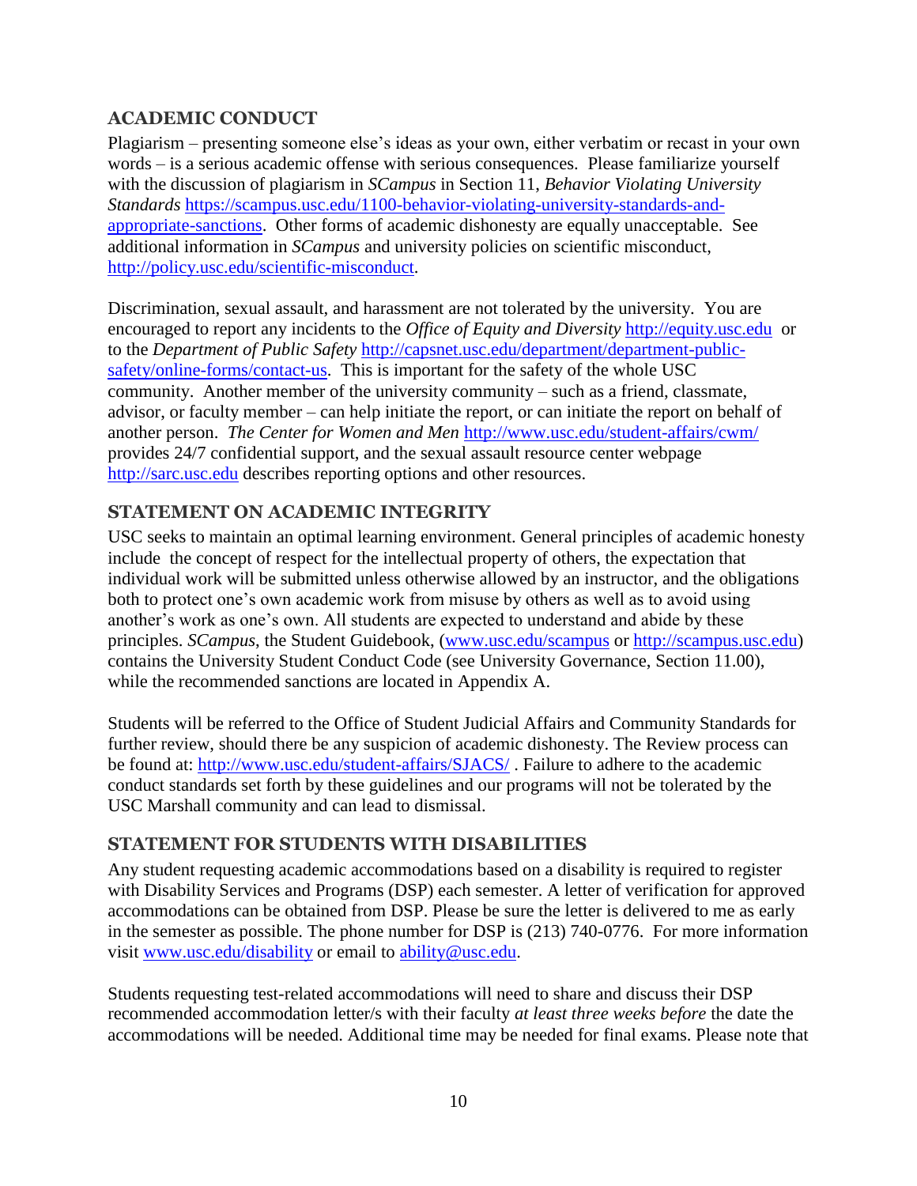## ACADEMIC CONDUCT

Plagiarism – presenting someone else's ideas as your own, either verbatim or recast in your own words – is a serious academic offense with serious consequences. Please familiarize yourself with the discussion of plagiarism in *SCampus* in Section 11, *Behavior Violating University Standards* https://scampus.usc.edu/1100-behavior-violating-university-standards-and-appropriate-sanctions. Other forms of academic dishonesty are equally unacceptable. See additional information in *SCampus* and university policies on scientific misconduct, http://policy.usc.edu/scientific-misconduct.

Discrimination, sexual assault, and harassment are not tolerated by the university. You are encouraged to report any incidents to the *Office of Equity and Diversity* http://equity.usc.edu or to the *Department of Public Safety* http://capsnet.usc.edu/department/department-public-safety/online-forms/contact-us. This is important for the safety of the whole USC community. Another member of the university community – such as a friend, classmate, advisor, or faculty member – can help initiate the report, or can initiate the report on behalf of another person. *The Center for Women and Men* http://www.usc.edu/student-affairs/cwm/ provides 24/7 confidential support, and the sexual assault resource center webpage http://sarc.usc.edu describes reporting options and other resources.

## STATEMENT ON ACADEMIC INTEGRITY

USC seeks to maintain an optimal learning environment. General principles of academic honesty include the concept of respect for the intellectual property of others, the expectation that individual work will be submitted unless otherwise allowed by an instructor, and the obligations both to protect one's own academic work from misuse by others as well as to avoid using another's work as one's own. All students are expected to understand and abide by these principles. *SCampus*, the Student Guidebook, (www.usc.edu/scampus or http://scampus.usc.edu) contains the University Student Conduct Code (see University Governance, Section 11.00), while the recommended sanctions are located in Appendix A.

Students will be referred to the Office of Student Judicial Affairs and Community Standards for further review, should there be any suspicion of academic dishonesty. The Review process can be found at: http://www.usc.edu/student-affairs/SJACS/ . Failure to adhere to the academic conduct standards set forth by these guidelines and our programs will not be tolerated by the USC Marshall community and can lead to dismissal.

## STATEMENT FOR STUDENTS WITH DISABILITIES

Any student requesting academic accommodations based on a disability is required to register with Disability Services and Programs (DSP) each semester. A letter of verification for approved accommodations can be obtained from DSP. Please be sure the letter is delivered to me as early in the semester as possible. The phone number for DSP is (213) 740-0776. For more information visit www.usc.edu/disability or email to ability@usc.edu.

Students requesting test-related accommodations will need to share and discuss their DSP recommended accommodation letter/s with their faculty *at least three weeks before* the date the accommodations will be needed. Additional time may be needed for final exams. Please note that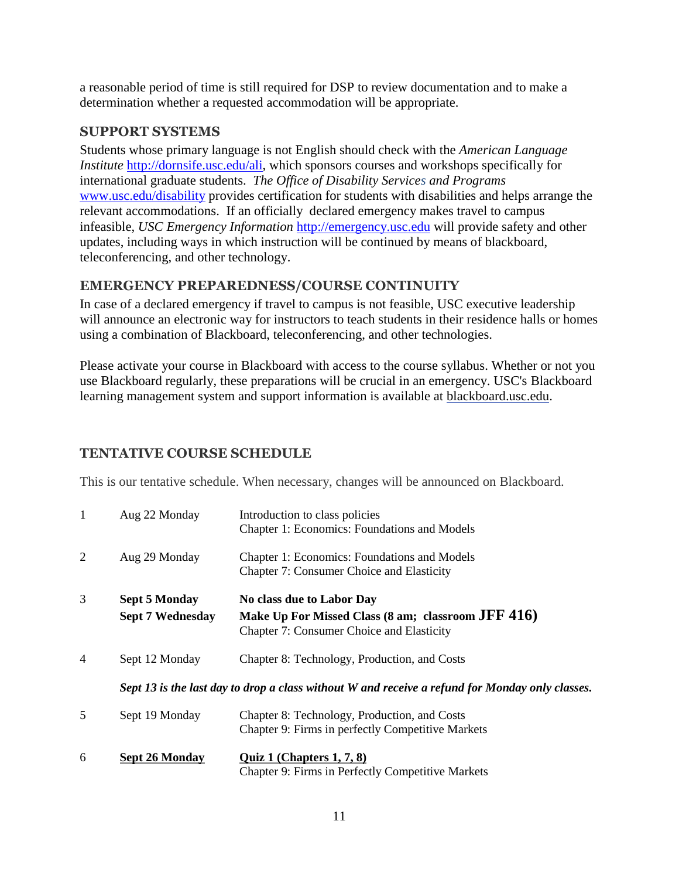a reasonable period of time is still required for DSP to review documentation and to make a determination whether a requested accommodation will be appropriate.

## SUPPORT SYSTEMS

Students whose primary language is not English should check with the *American Language Institute* http://dornsife.usc.edu/ali, which sponsors courses and workshops specifically for international graduate students. *The Office of Disability Services and Programs* www.usc.edu/disability provides certification for students with disabilities and helps arrange the relevant accommodations. If an officially declared emergency makes travel to campus infeasible, *USC Emergency Information* http://emergency.usc.edu will provide safety and other updates, including ways in which instruction will be continued by means of blackboard, teleconferencing, and other technology.

## EMERGENCY PREPAREDNESS/COURSE CONTINUITY

In case of a declared emergency if travel to campus is not feasible, USC executive leadership will announce an electronic way for instructors to teach students in their residence halls or homes using a combination of Blackboard, teleconferencing, and other technologies.

Please activate your course in Blackboard with access to the course syllabus. Whether or not you use Blackboard regularly, these preparations will be crucial in an emergency. USC's Blackboard learning management system and support information is available at blackboard.usc.edu.

## TENTATIVE COURSE SCHEDULE

This is our tentative schedule. When necessary, changes will be announced on Blackboard.

| | | |
|---|---|---|
| 1 | Aug 22 Monday | Introduction to class policies<br>Chapter 1: Economics: Foundations and Models |
| 2 | Aug 29 Monday | Chapter 1: Economics: Foundations and Models<br>Chapter 7: Consumer Choice and Elasticity |
| 3 | **Sept 5 Monday**<br>**Sept 7 Wednesday** | **No class due to Labor Day**<br>**Make Up For Missed Class (8 am; classroom JFF 416)**<br>Chapter 7: Consumer Choice and Elasticity |
| 4 | Sept 12 Monday | Chapter 8: Technology, Production, and Costs |
| | ***Sept 13 is the last day to drop a class without W and receive a refund for Monday only classes.*** | |
| 5 | Sept 19 Monday | Chapter 8: Technology, Production, and Costs<br>Chapter 9: Firms in perfectly Competitive Markets |
| 6 | **<u>Sept 26 Monday</u>** | **<u>Quiz 1 (Chapters 1, 7, 8)</u>**<br>Chapter 9: Firms in Perfectly Competitive Markets |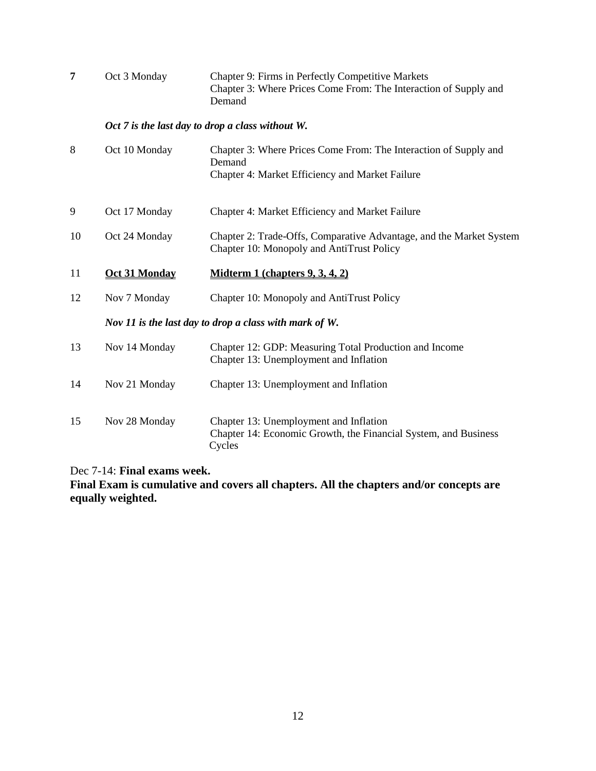| Week | Date | Topic |
|---|---|---|
| **7** | Oct 3 Monday | Chapter 9: Firms in Perfectly Competitive Markets<br>Chapter 3: Where Prices Come From: The Interaction of Supply and Demand |
| | ***Oct 7 is the last day to drop a class without W.*** | |
| 8 | Oct 10 Monday | Chapter 3: Where Prices Come From: The Interaction of Supply and Demand<br>Chapter 4: Market Efficiency and Market Failure |
| 9 | Oct 17 Monday | Chapter 4: Market Efficiency and Market Failure |
| 10 | Oct 24 Monday | Chapter 2: Trade-Offs, Comparative Advantage, and the Market System<br>Chapter 10: Monopoly and AntiTrust Policy |
| 11 | **<u>Oct 31 Monday</u>** | **<u>Midterm 1 (chapters 9, 3, 4, 2)</u>** |
| 12 | Nov 7 Monday | Chapter 10: Monopoly and AntiTrust Policy |
| | ***Nov 11 is the last day to drop a class with mark of W.*** | |
| 13 | Nov 14 Monday | Chapter 12: GDP: Measuring Total Production and Income<br>Chapter 13: Unemployment and Inflation |
| 14 | Nov 21 Monday | Chapter 13: Unemployment and Inflation |
| 15 | Nov 28 Monday | Chapter 13: Unemployment and Inflation<br>Chapter 14: Economic Growth, the Financial System, and Business Cycles |

Dec 7-14: **Final exams week.**

**Final Exam is cumulative and covers all chapters. All the chapters and/or concepts are equally weighted.**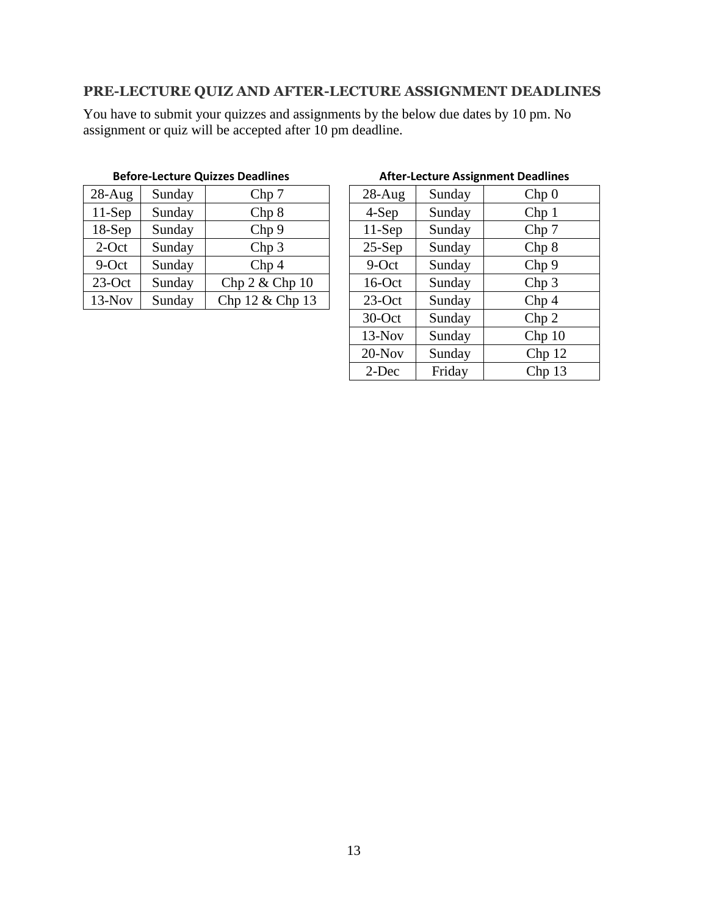## PRE-LECTURE QUIZ AND AFTER-LECTURE ASSIGNMENT DEADLINES

You have to submit your quizzes and assignments by the below due dates by 10 pm. No assignment or quiz will be accepted after 10 pm deadline.

**Before-Lecture Quizzes Deadlines**

| | | |
|---|---|---|
| 28-Aug | Sunday | Chp 7 |
| 11-Sep | Sunday | Chp 8 |
| 18-Sep | Sunday | Chp 9 |
| 2-Oct | Sunday | Chp 3 |
| 9-Oct | Sunday | Chp 4 |
| 23-Oct | Sunday | Chp 2 & Chp 10 |
| 13-Nov | Sunday | Chp 12 & Chp 13 |

**After-Lecture Assignment Deadlines**

| | | |
|---|---|---|
| 28-Aug | Sunday | Chp 0 |
| 4-Sep | Sunday | Chp 1 |
| 11-Sep | Sunday | Chp 7 |
| 25-Sep | Sunday | Chp 8 |
| 9-Oct | Sunday | Chp 9 |
| 16-Oct | Sunday | Chp 3 |
| 23-Oct | Sunday | Chp 4 |
| 30-Oct | Sunday | Chp 2 |
| 13-Nov | Sunday | Chp 10 |
| 20-Nov | Sunday | Chp 12 |
| 2-Dec | Friday | Chp 13 |